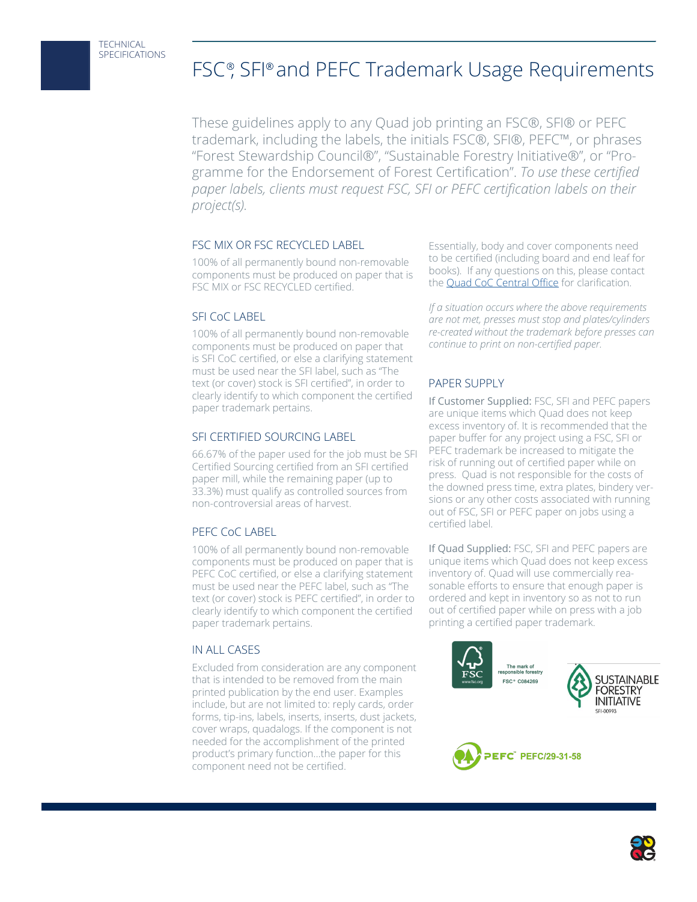TECHNICAL SPECIFICATIONS

# FSC®, SFI® and PEFC Trademark Usage Requirements

These guidelines apply to any Quad job printing an FSC®, SFI® or PEFC trademark, including the labels, the initials FSC®, SFI®, PEFC™, or phrases "Forest Stewardship Council®", "Sustainable Forestry Initiative®", or "Programme for the Endorsement of Forest Certification". *To use these certified paper labels, clients must request FSC, SFI or PEFC certification labels on their project(s).*

## FSC MIX OR FSC RECYCLED LABEL

100% of all permanently bound non-removable components must be produced on paper that is FSC MIX or FSC RECYCLED certified.

## SFI CoC LABEL

100% of all permanently bound non-removable components must be produced on paper that is SFI CoC certified, or else a clarifying statement must be used near the SFI label, such as "The text (or cover) stock is SFI certified", in order to clearly identify to which component the certified paper trademark pertains.

## SFI CERTIFIED SOURCING LABEL

66.67% of the paper used for the job must be SFI Certified Sourcing certified from an SFI certified paper mill, while the remaining paper (up to 33.3%) must qualify as controlled sources from non-controversial areas of harvest.

## PEFC CoC LABEL

100% of all permanently bound non-removable components must be produced on paper that is PEFC CoC certified, or else a clarifying statement must be used near the PEFC label, such as "The text (or cover) stock is PEFC certified", in order to clearly identify to which component the certified paper trademark pertains.

## IN ALL CASES

Excluded from consideration are any component that is intended to be removed from the main printed publication by the end user. Examples include, but are not limited to the: reply cards, order forms, tip-ins, labels, inserts, inserts, dust jackets, cover wraps, quadalogs. If the component is not needed for the accomplishment of the printed product's primary function...the paper for this component need not be certified.

Essentially, body and cover components need to be certified (including board and end leaf for books). If any questions on this, please contact the Quad CoC Central Office for clarification.

*If a situation occurs where the above requirements are not met, presses must stop and plates/cylinders re-created without the trademark before presses can continue to print on non-certified paper.*

## PAPER SUPPLY

**If Customer Supplied:** FSC, SFI and PEFC papers are unique items which Quad does not keep excess inventory of. It is recommended that the paper buffer for any project using a FSC, SFI or PEFC trademark be increased to mitigate the risk of running out of certified paper while on press. Quad is not responsible for the costs of the downed press time, extra plates, bindery versions or any other costs associated with running out of FSC, SFI or PEFC paper on jobs using a certified label.

**If Quad Supplied:** FSC, SFI and PEFC papers are unique items which Quad does not keep excess inventory of. Quad will use commercially reasonable efforts to ensure that enough paper is ordered and kept in inventory so as not to run out of certified paper while on press with a job printing a certified paper trademark.

FSC www.fsc.org — The mark of responsible forestry — FSC® C084269

SUSTAINABLE FORESTRY INITIATIVE — SFI-00993

PEFC™ PEFC/29-31-58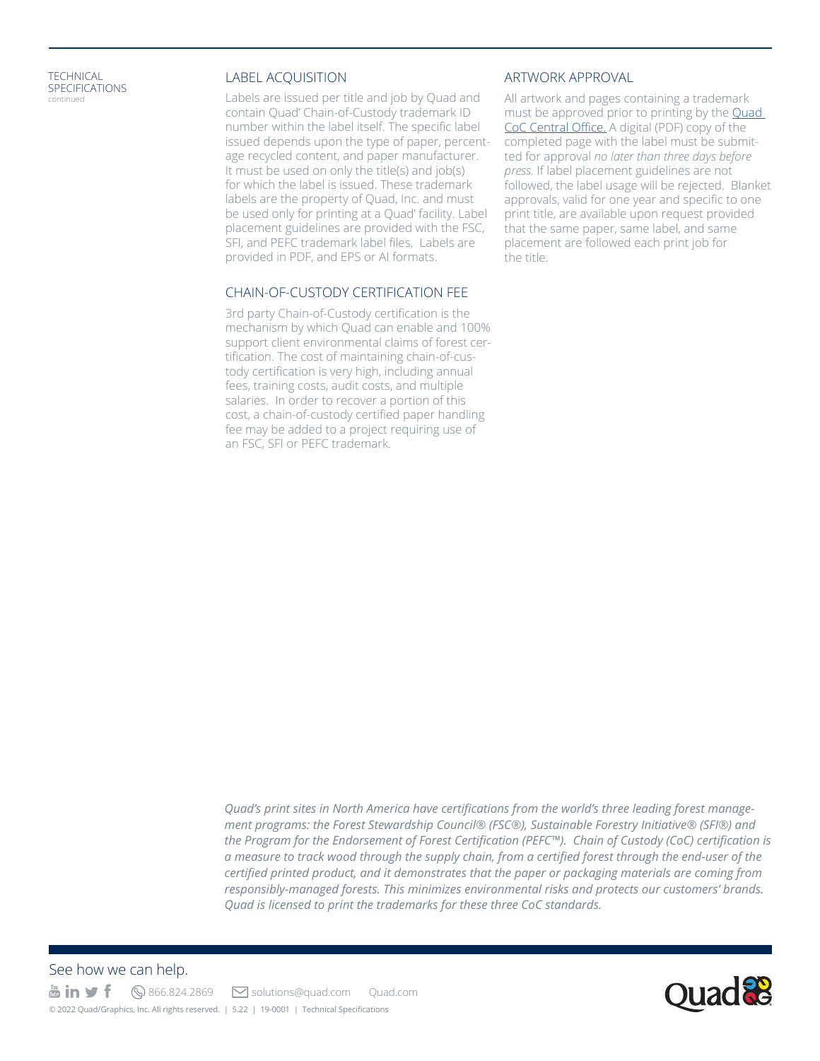TECHNICAL SPECIFICATIONS
continued

## LABEL ACQUISITION

Labels are issued per title and job by Quad and contain Quad' Chain-of-Custody trademark ID number within the label itself. The specific label issued depends upon the type of paper, percentage recycled content, and paper manufacturer. It must be used on only the title(s) and job(s) for which the label is issued. These trademark labels are the property of Quad, Inc. and must be used only for printing at a Quad' facility. Label placement guidelines are provided with the FSC, SFI, and PEFC trademark label files. Labels are provided in PDF, and EPS or AI formats.

## CHAIN-OF-CUSTODY CERTIFICATION FEE

3rd party Chain-of-Custody certification is the mechanism by which Quad can enable and 100% support client environmental claims of forest certification. The cost of maintaining chain-of-custody certification is very high, including annual fees, training costs, audit costs, and multiple salaries. In order to recover a portion of this cost, a chain-of-custody certified paper handling fee may be added to a project requiring use of an FSC, SFI or PEFC trademark.

## ARTWORK APPROVAL

All artwork and pages containing a trademark must be approved prior to printing by the Quad CoC Central Office. A digital (PDF) copy of the completed page with the label must be submitted for approval *no later than three days before press.* If label placement guidelines are not followed, the label usage will be rejected. Blanket approvals, valid for one year and specific to one print title, are available upon request provided that the same paper, same label, and same placement are followed each print job for the title.

*Quad's print sites in North America have certifications from the world's three leading forest management programs: the Forest Stewardship Council® (FSC®), Sustainable Forestry Initiative® (SFI®) and the Program for the Endorsement of Forest Certification (PEFC™). Chain of Custody (CoC) certification is a measure to track wood through the supply chain, from a certified forest through the end-user of the certified printed product, and it demonstrates that the paper or packaging materials are coming from responsibly-managed forests. This minimizes environmental risks and protects our customers' brands. Quad is licensed to print the trademarks for these three CoC standards.*

See how we can help.

866.824.2869 solutions@quad.com Quad.com

© 2022 Quad/Graphics, Inc. All rights reserved. | 5.22 | 19-0001 | Technical Specifications